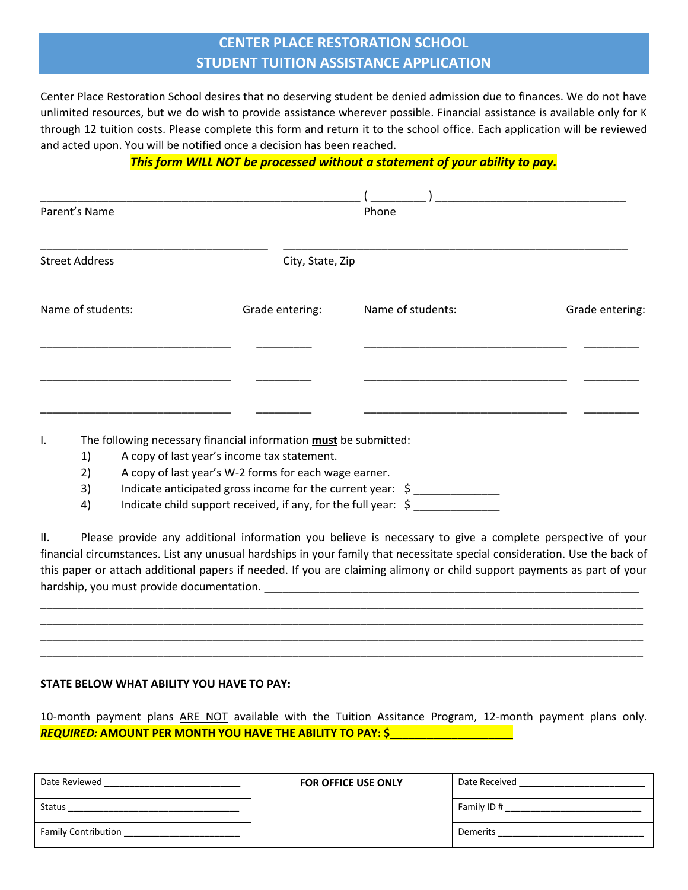# CENTER PLACE RESTORATION SCHOOL
# STUDENT TUITION ASSISTANCE APPLICATION

Center Place Restoration School desires that no deserving student be denied admission due to finances. We do not have unlimited resources, but we do wish to provide assistance wherever possible. Financial assistance is available only for K through 12 tuition costs. Please complete this form and return it to the school office. Each application will be reviewed and acted upon. You will be notified once a decision has been reached.

***This form WILL NOT be processed without a statement of your ability to pay.***

______________________________________________________ ( _________ ) _______________________________
Parent's Name Phone

______________________________________ ___________________________________________________________
Street Address City, State, Zip

| Name of students: | Grade entering: | Name of students: | Grade entering: |
|---|---|---|---|
| ________________________________ | _________ | __________________________________ | _________ |
| ________________________________ | _________ | __________________________________ | _________ |
| ________________________________ | _________ | __________________________________ | _________ |

I. The following necessary financial information **must** be submitted:

1) A copy of last year's income tax statement.
2) A copy of last year's W-2 forms for each wage earner.
3) Indicate anticipated gross income for the current year: $ ______________
4) Indicate child support received, if any, for the full year: $ ______________

II. Please provide any additional information you believe is necessary to give a complete perspective of your financial circumstances. List any unusual hardships in your family that necessitate special consideration. Use the back of this paper or attach additional papers if needed. If you are claiming alimony or child support payments as part of your hardship, you must provide documentation. ________________________________________________________________

_____________________________________________________________________________________________________
_____________________________________________________________________________________________________
_____________________________________________________________________________________________________
_____________________________________________________________________________________________________

**STATE BELOW WHAT ABILITY YOU HAVE TO PAY:**

10-month payment plans ARE NOT available with the Tuition Assitance Program, 12-month payment plans only. ***REQUIRED:*** **AMOUNT PER MONTH YOU HAVE THE ABILITY TO PAY: $____________________**

| Date Reviewed __________________________ | **FOR OFFICE USE ONLY** | Date Received _________________________ |
|---|---|---|
| Status _________________________________ | | Family ID # ___________________________ |
| Family Contribution ______________________ | | Demerits _____________________________ |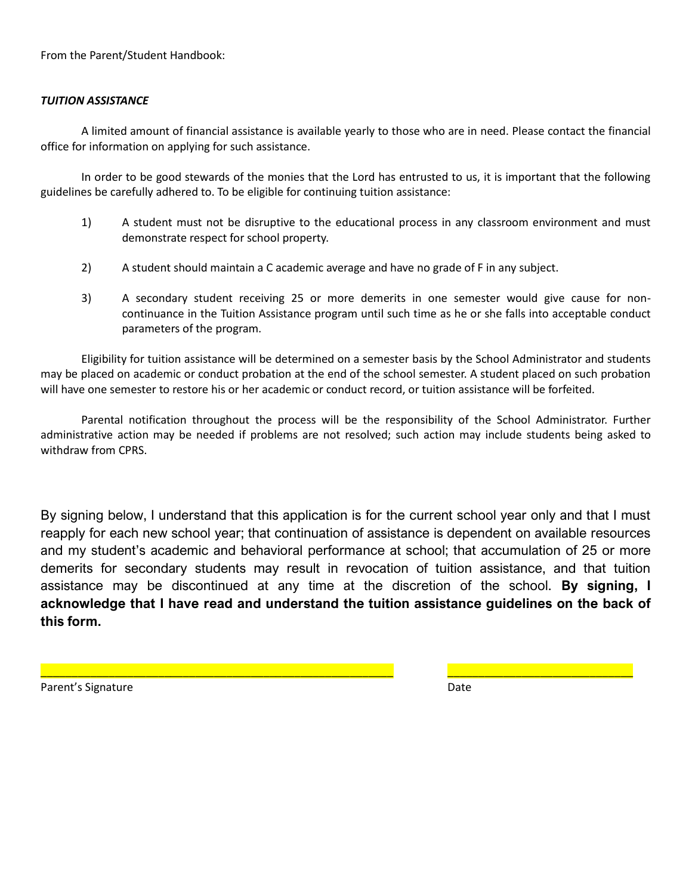From the Parent/Student Handbook:

***TUITION ASSISTANCE***

A limited amount of financial assistance is available yearly to those who are in need. Please contact the financial office for information on applying for such assistance.

In order to be good stewards of the monies that the Lord has entrusted to us, it is important that the following guidelines be carefully adhered to. To be eligible for continuing tuition assistance:

1) A student must not be disruptive to the educational process in any classroom environment and must demonstrate respect for school property.

2) A student should maintain a C academic average and have no grade of F in any subject.

3) A secondary student receiving 25 or more demerits in one semester would give cause for non-continuance in the Tuition Assistance program until such time as he or she falls into acceptable conduct parameters of the program.

Eligibility for tuition assistance will be determined on a semester basis by the School Administrator and students may be placed on academic or conduct probation at the end of the school semester. A student placed on such probation will have one semester to restore his or her academic or conduct record, or tuition assistance will be forfeited.

Parental notification throughout the process will be the responsibility of the School Administrator. Further administrative action may be needed if problems are not resolved; such action may include students being asked to withdraw from CPRS.

By signing below, I understand that this application is for the current school year only and that I must reapply for each new school year; that continuation of assistance is dependent on available resources and my student's academic and behavioral performance at school; that accumulation of 25 or more demerits for secondary students may result in revocation of tuition assistance, and that tuition assistance may be discontinued at any time at the discretion of the school. **By signing, I acknowledge that I have read and understand the tuition assistance guidelines on the back of this form.**

_______________________________________________ &nbsp;&nbsp;&nbsp;&nbsp; _________________________

Parent's Signature &nbsp;&nbsp;&nbsp;&nbsp; Date